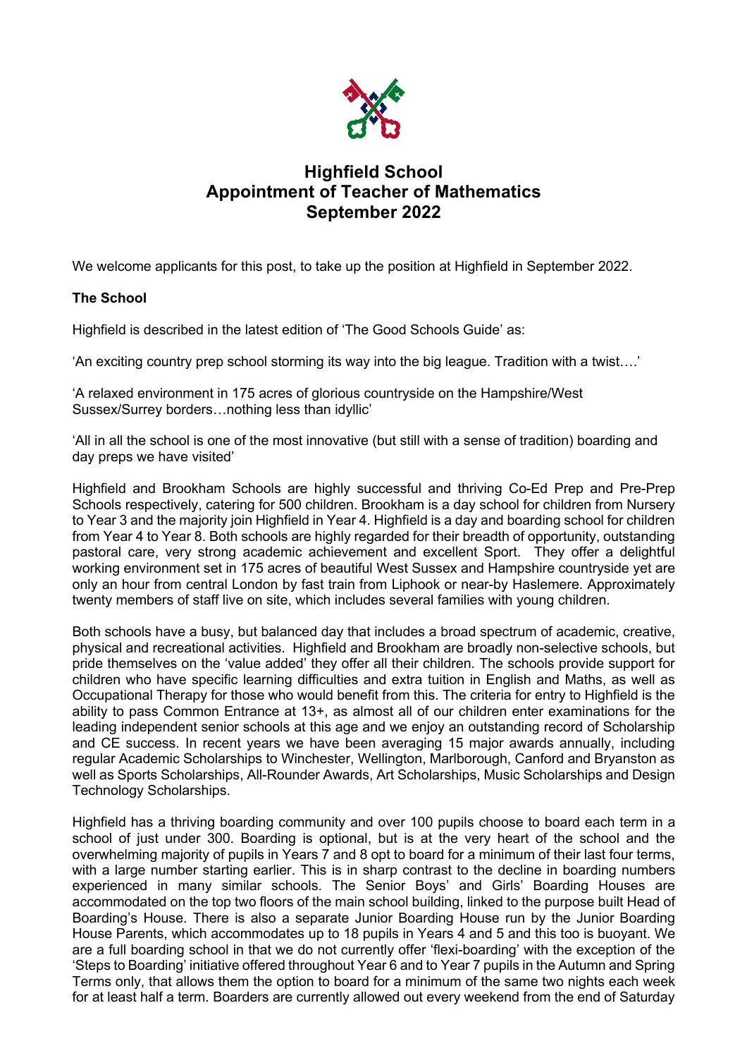# Highfield School
# Appointment of Teacher of Mathematics
# September 2022

We welcome applicants for this post, to take up the position at Highfield in September 2022.

**The School**

Highfield is described in the latest edition of 'The Good Schools Guide' as:

'An exciting country prep school storming its way into the big league. Tradition with a twist….'

'A relaxed environment in 175 acres of glorious countryside on the Hampshire/West Sussex/Surrey borders…nothing less than idyllic'

'All in all the school is one of the most innovative (but still with a sense of tradition) boarding and day preps we have visited'

Highfield and Brookham Schools are highly successful and thriving Co-Ed Prep and Pre-Prep Schools respectively, catering for 500 children. Brookham is a day school for children from Nursery to Year 3 and the majority join Highfield in Year 4. Highfield is a day and boarding school for children from Year 4 to Year 8. Both schools are highly regarded for their breadth of opportunity, outstanding pastoral care, very strong academic achievement and excellent Sport. They offer a delightful working environment set in 175 acres of beautiful West Sussex and Hampshire countryside yet are only an hour from central London by fast train from Liphook or near-by Haslemere. Approximately twenty members of staff live on site, which includes several families with young children.

Both schools have a busy, but balanced day that includes a broad spectrum of academic, creative, physical and recreational activities. Highfield and Brookham are broadly non-selective schools, but pride themselves on the 'value added' they offer all their children. The schools provide support for children who have specific learning difficulties and extra tuition in English and Maths, as well as Occupational Therapy for those who would benefit from this. The criteria for entry to Highfield is the ability to pass Common Entrance at 13+, as almost all of our children enter examinations for the leading independent senior schools at this age and we enjoy an outstanding record of Scholarship and CE success. In recent years we have been averaging 15 major awards annually, including regular Academic Scholarships to Winchester, Wellington, Marlborough, Canford and Bryanston as well as Sports Scholarships, All-Rounder Awards, Art Scholarships, Music Scholarships and Design Technology Scholarships.

Highfield has a thriving boarding community and over 100 pupils choose to board each term in a school of just under 300. Boarding is optional, but is at the very heart of the school and the overwhelming majority of pupils in Years 7 and 8 opt to board for a minimum of their last four terms, with a large number starting earlier. This is in sharp contrast to the decline in boarding numbers experienced in many similar schools. The Senior Boys' and Girls' Boarding Houses are accommodated on the top two floors of the main school building, linked to the purpose built Head of Boarding's House. There is also a separate Junior Boarding House run by the Junior Boarding House Parents, which accommodates up to 18 pupils in Years 4 and 5 and this too is buoyant. We are a full boarding school in that we do not currently offer 'flexi-boarding' with the exception of the 'Steps to Boarding' initiative offered throughout Year 6 and to Year 7 pupils in the Autumn and Spring Terms only, that allows them the option to board for a minimum of the same two nights each week for at least half a term. Boarders are currently allowed out every weekend from the end of Saturday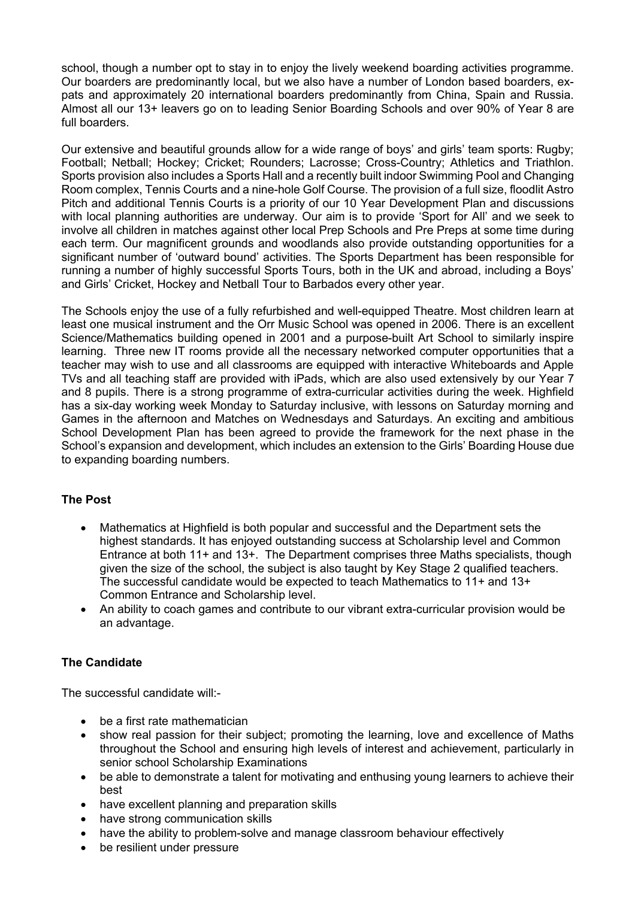school, though a number opt to stay in to enjoy the lively weekend boarding activities programme. Our boarders are predominantly local, but we also have a number of London based boarders, ex-pats and approximately 20 international boarders predominantly from China, Spain and Russia. Almost all our 13+ leavers go on to leading Senior Boarding Schools and over 90% of Year 8 are full boarders.

Our extensive and beautiful grounds allow for a wide range of boys' and girls' team sports: Rugby; Football; Netball; Hockey; Cricket; Rounders; Lacrosse; Cross-Country; Athletics and Triathlon. Sports provision also includes a Sports Hall and a recently built indoor Swimming Pool and Changing Room complex, Tennis Courts and a nine-hole Golf Course. The provision of a full size, floodlit Astro Pitch and additional Tennis Courts is a priority of our 10 Year Development Plan and discussions with local planning authorities are underway. Our aim is to provide 'Sport for All' and we seek to involve all children in matches against other local Prep Schools and Pre Preps at some time during each term. Our magnificent grounds and woodlands also provide outstanding opportunities for a significant number of 'outward bound' activities. The Sports Department has been responsible for running a number of highly successful Sports Tours, both in the UK and abroad, including a Boys' and Girls' Cricket, Hockey and Netball Tour to Barbados every other year.

The Schools enjoy the use of a fully refurbished and well-equipped Theatre. Most children learn at least one musical instrument and the Orr Music School was opened in 2006. There is an excellent Science/Mathematics building opened in 2001 and a purpose-built Art School to similarly inspire learning. Three new IT rooms provide all the necessary networked computer opportunities that a teacher may wish to use and all classrooms are equipped with interactive Whiteboards and Apple TVs and all teaching staff are provided with iPads, which are also used extensively by our Year 7 and 8 pupils. There is a strong programme of extra-curricular activities during the week. Highfield has a six-day working week Monday to Saturday inclusive, with lessons on Saturday morning and Games in the afternoon and Matches on Wednesdays and Saturdays. An exciting and ambitious School Development Plan has been agreed to provide the framework for the next phase in the School's expansion and development, which includes an extension to the Girls' Boarding House due to expanding boarding numbers.

**The Post**

- Mathematics at Highfield is both popular and successful and the Department sets the highest standards. It has enjoyed outstanding success at Scholarship level and Common Entrance at both 11+ and 13+. The Department comprises three Maths specialists, though given the size of the school, the subject is also taught by Key Stage 2 qualified teachers. The successful candidate would be expected to teach Mathematics to 11+ and 13+ Common Entrance and Scholarship level.
- An ability to coach games and contribute to our vibrant extra-curricular provision would be an advantage.

**The Candidate**

The successful candidate will:-

- be a first rate mathematician
- show real passion for their subject; promoting the learning, love and excellence of Maths throughout the School and ensuring high levels of interest and achievement, particularly in senior school Scholarship Examinations
- be able to demonstrate a talent for motivating and enthusing young learners to achieve their best
- have excellent planning and preparation skills
- have strong communication skills
- have the ability to problem-solve and manage classroom behaviour effectively
- be resilient under pressure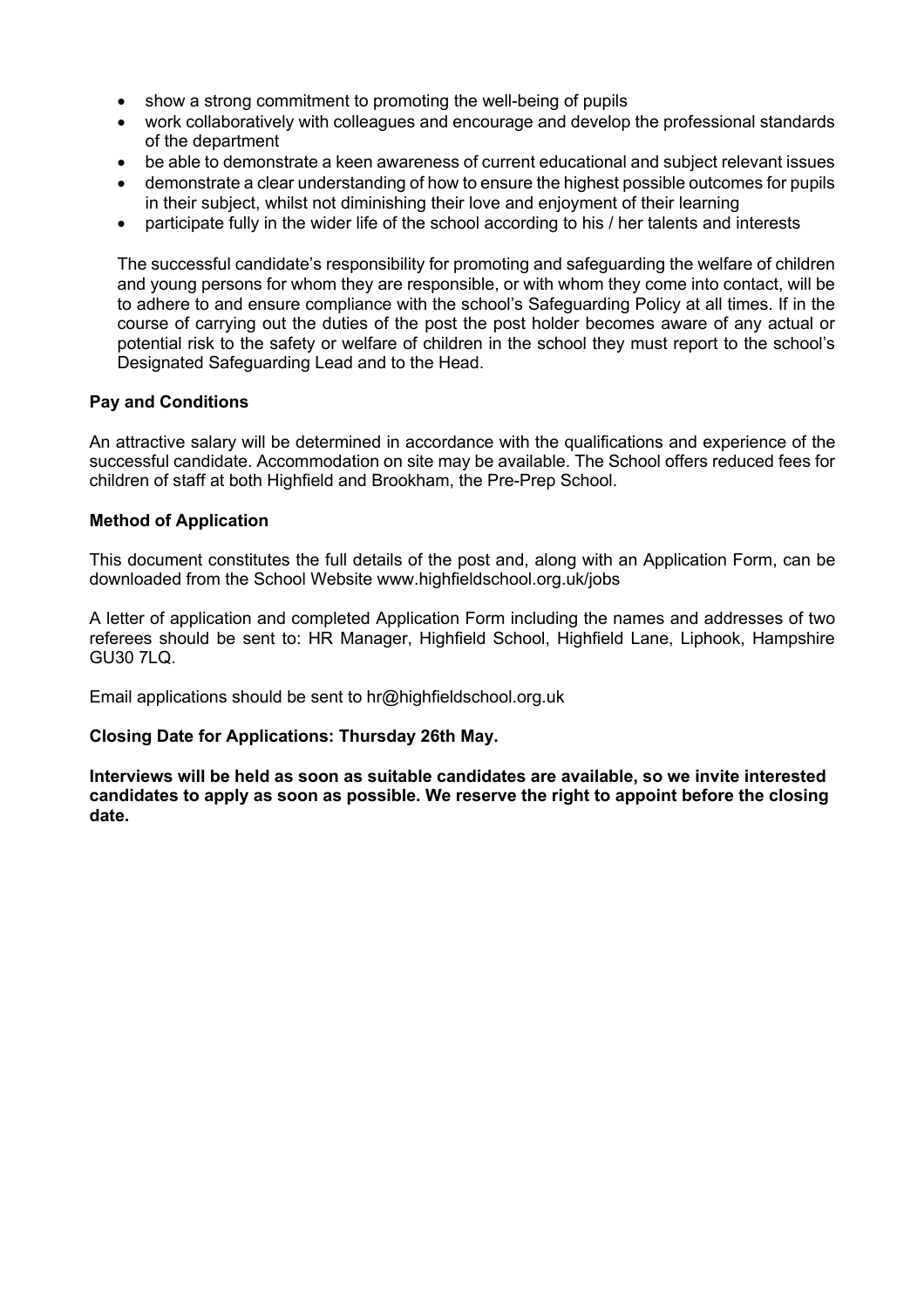- show a strong commitment to promoting the well-being of pupils
- work collaboratively with colleagues and encourage and develop the professional standards of the department
- be able to demonstrate a keen awareness of current educational and subject relevant issues
- demonstrate a clear understanding of how to ensure the highest possible outcomes for pupils in their subject, whilst not diminishing their love and enjoyment of their learning
- participate fully in the wider life of the school according to his / her talents and interests

The successful candidate's responsibility for promoting and safeguarding the welfare of children and young persons for whom they are responsible, or with whom they come into contact, will be to adhere to and ensure compliance with the school's Safeguarding Policy at all times. If in the course of carrying out the duties of the post the post holder becomes aware of any actual or potential risk to the safety or welfare of children in the school they must report to the school's Designated Safeguarding Lead and to the Head.

**Pay and Conditions**

An attractive salary will be determined in accordance with the qualifications and experience of the successful candidate. Accommodation on site may be available. The School offers reduced fees for children of staff at both Highfield and Brookham, the Pre-Prep School.

**Method of Application**

This document constitutes the full details of the post and, along with an Application Form, can be downloaded from the School Website www.highfieldschool.org.uk/jobs

A letter of application and completed Application Form including the names and addresses of two referees should be sent to: HR Manager, Highfield School, Highfield Lane, Liphook, Hampshire GU30 7LQ.

Email applications should be sent to hr@highfieldschool.org.uk

**Closing Date for Applications: Thursday 26th May.**

**Interviews will be held as soon as suitable candidates are available, so we invite interested candidates to apply as soon as possible. We reserve the right to appoint before the closing date.**